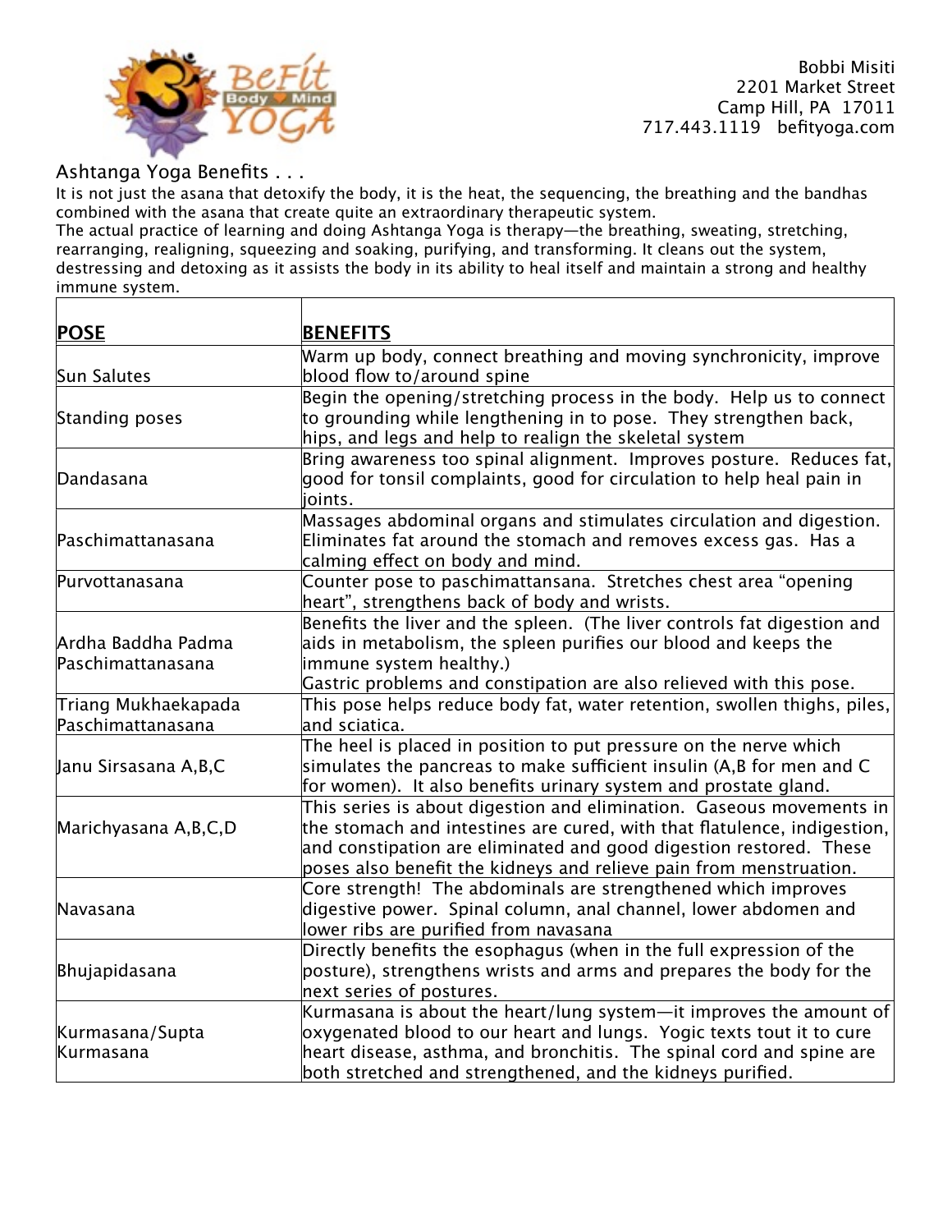Bobbi Misiti
2201 Market Street
Camp Hill, PA 17011
717.443.1119 befityoga.com

## Ashtanga Yoga Benefits . . .

It is not just the asana that detoxify the body, it is the heat, the sequencing, the breathing and the bandhas combined with the asana that create quite an extraordinary therapeutic system.
The actual practice of learning and doing Ashtanga Yoga is therapy—the breathing, sweating, stretching, rearranging, realigning, squeezing and soaking, purifying, and transforming. It cleans out the system, destressing and detoxing as it assists the body in its ability to heal itself and maintain a strong and healthy immune system.

| **POSE** | **BENEFITS** |
|---|---|
| Sun Salutes | Warm up body, connect breathing and moving synchronicity, improve blood flow to/around spine |
| Standing poses | Begin the opening/stretching process in the body. Help us to connect to grounding while lengthening in to pose. They strengthen back, hips, and legs and help to realign the skeletal system |
| Dandasana | Bring awareness too spinal alignment. Improves posture. Reduces fat, good for tonsil complaints, good for circulation to help heal pain in joints. |
| Paschimattanasana | Massages abdominal organs and stimulates circulation and digestion. Eliminates fat around the stomach and removes excess gas. Has a calming effect on body and mind. |
| Purvottanasana | Counter pose to paschimattansana. Stretches chest area "opening heart", strengthens back of body and wrists. |
| Ardha Baddha Padma Paschimattanasana | Benefits the liver and the spleen. (The liver controls fat digestion and aids in metabolism, the spleen purifies our blood and keeps the immune system healthy.) Gastric problems and constipation are also relieved with this pose. |
| Triang Mukhaekapada Paschimattanasana | This pose helps reduce body fat, water retention, swollen thighs, piles, and sciatica. |
| Janu Sirsasana A,B,C | The heel is placed in position to put pressure on the nerve which simulates the pancreas to make sufficient insulin (A,B for men and C for women). It also benefits urinary system and prostate gland. |
| Marichyasana A,B,C,D | This series is about digestion and elimination. Gaseous movements in the stomach and intestines are cured, with that flatulence, indigestion, and constipation are eliminated and good digestion restored. These poses also benefit the kidneys and relieve pain from menstruation. |
| Navasana | Core strength! The abdominals are strengthened which improves digestive power. Spinal column, anal channel, lower abdomen and lower ribs are purified from navasana |
| Bhujapidasana | Directly benefits the esophagus (when in the full expression of the posture), strengthens wrists and arms and prepares the body for the next series of postures. |
| Kurmasana/Supta Kurmasana | Kurmasana is about the heart/lung system—it improves the amount of oxygenated blood to our heart and lungs. Yogic texts tout it to cure heart disease, asthma, and bronchitis. The spinal cord and spine are both stretched and strengthened, and the kidneys purified. |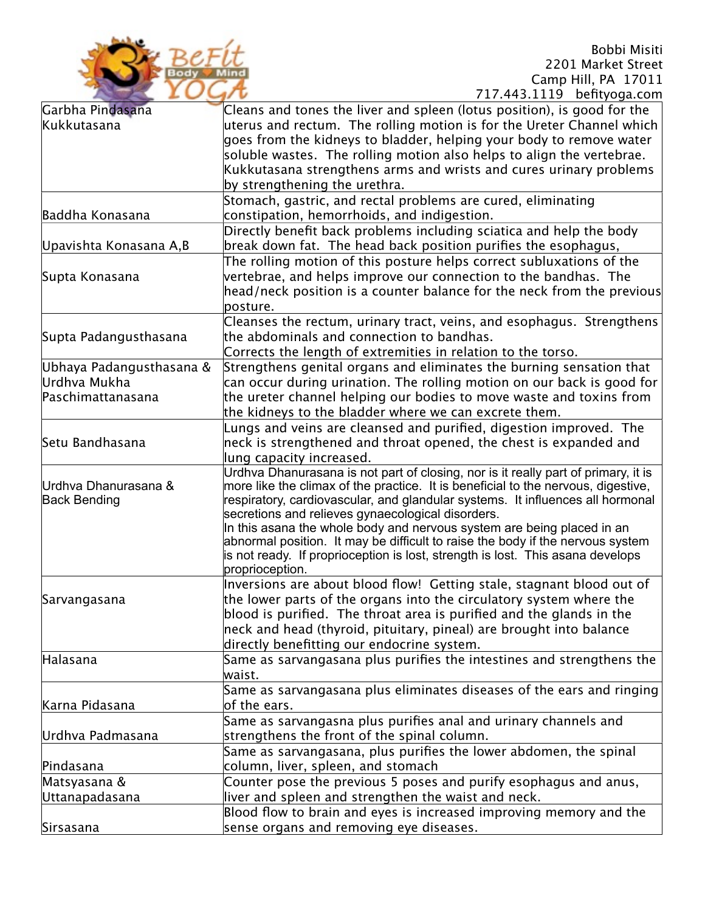Bobbi Misiti
2201 Market Street
Camp Hill, PA 17011
717.443.1119 befityoga.com

| Asana | Benefits |
|---|---|
| Garbha Pindasana Kukkutasana | Cleans and tones the liver and spleen (lotus position), is good for the uterus and rectum. The rolling motion is for the Ureter Channel which goes from the kidneys to bladder, helping your body to remove water soluble wastes. The rolling motion also helps to align the vertebrae. Kukkutasana strengthens arms and wrists and cures urinary problems by strengthening the urethra. |
| Baddha Konasana | Stomach, gastric, and rectal problems are cured, eliminating constipation, hemorrhoids, and indigestion. |
| Upavishta Konasana A,B | Directly benefit back problems including sciatica and help the body break down fat. The head back position purifies the esophagus, |
| Supta Konasana | The rolling motion of this posture helps correct subluxations of the vertebrae, and helps improve our connection to the bandhas. The head/neck position is a counter balance for the neck from the previous posture. |
| Supta Padangusthasana | Cleanses the rectum, urinary tract, veins, and esophagus. Strengthens the abdominals and connection to bandhas. Corrects the length of extremities in relation to the torso. |
| Ubhaya Padangusthasana & Urdhva Mukha Paschimattanasana | Strengthens genital organs and eliminates the burning sensation that can occur during urination. The rolling motion on our back is good for the ureter channel helping our bodies to move waste and toxins from the kidneys to the bladder where we can excrete them. |
| Setu Bandhasana | Lungs and veins are cleansed and purified, digestion improved. The neck is strengthened and throat opened, the chest is expanded and lung capacity increased. |
| Urdhva Dhanurasana & Back Bending | Urdhva Dhanurasana is not part of closing, nor is it really part of primary, it is more like the climax of the practice. It is beneficial to the nervous, digestive, respiratory, cardiovascular, and glandular systems. It influences all hormonal secretions and relieves gynaecological disorders. In this asana the whole body and nervous system are being placed in an abnormal position. It may be difficult to raise the body if the nervous system is not ready. If proprioception is lost, strength is lost. This asana develops proprioception. |
| Sarvangasana | Inversions are about blood flow! Getting stale, stagnant blood out of the lower parts of the organs into the circulatory system where the blood is purified. The throat area is purified and the glands in the neck and head (thyroid, pituitary, pineal) are brought into balance directly benefitting our endocrine system. |
| Halasana | Same as sarvangasana plus purifies the intestines and strengthens the waist. |
| Karna Pidasana | Same as sarvangasana plus eliminates diseases of the ears and ringing of the ears. |
| Urdhva Padmasana | Same as sarvangasna plus purifies anal and urinary channels and strengthens the front of the spinal column. |
| Pindasana | Same as sarvangasana, plus purifies the lower abdomen, the spinal column, liver, spleen, and stomach |
| Matsyasana & Uttanapadasana | Counter pose the previous 5 poses and purify esophagus and anus, liver and spleen and strengthen the waist and neck. |
| Sirsasana | Blood flow to brain and eyes is increased improving memory and the sense organs and removing eye diseases. |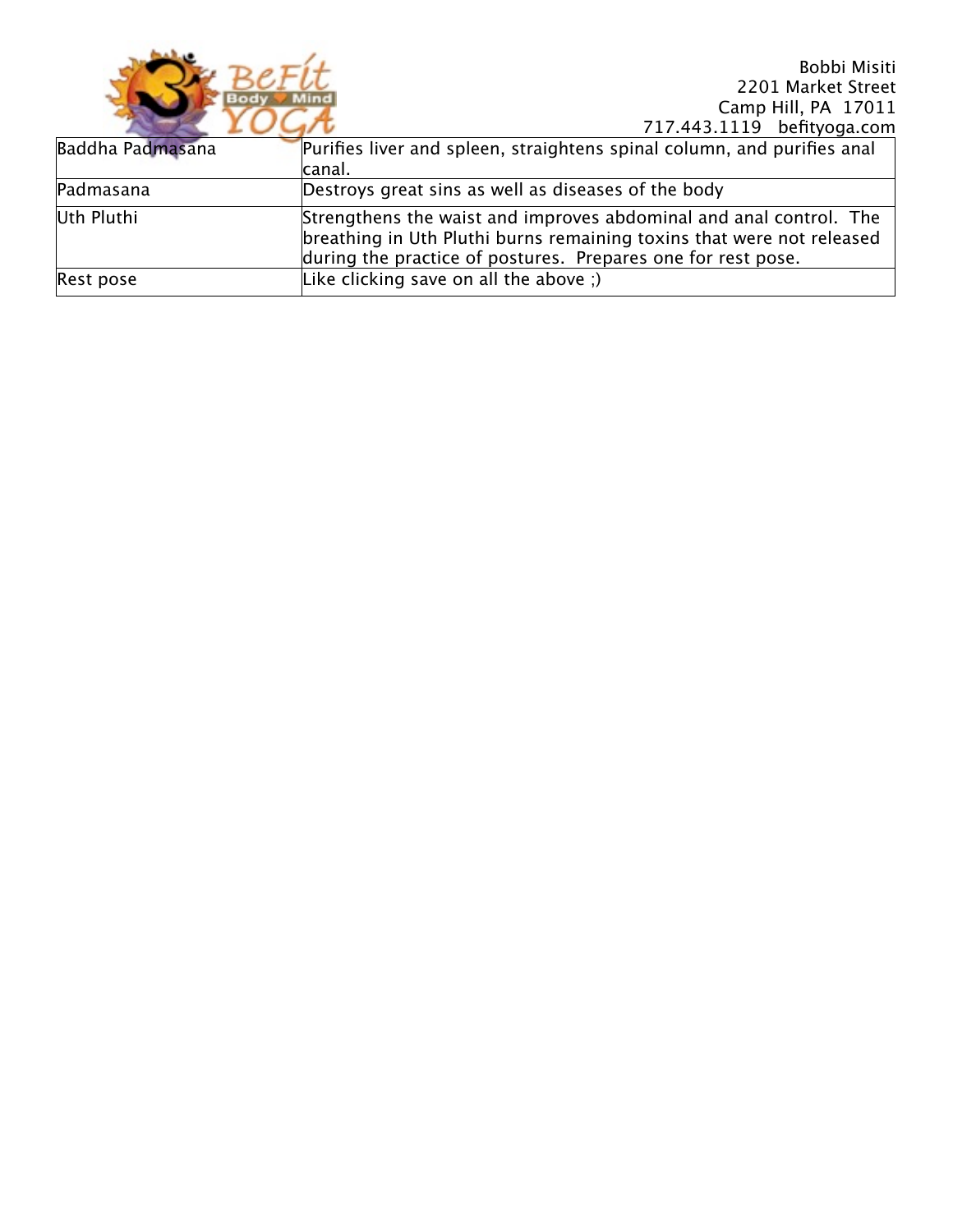| | |
|---|---|
| Baddha Padmasana | Purifies liver and spleen, straightens spinal column, and purifies anal canal. |
| Padmasana | Destroys great sins as well as diseases of the body |
| Uth Pluthi | Strengthens the waist and improves abdominal and anal control. The breathing in Uth Pluthi burns remaining toxins that were not released during the practice of postures. Prepares one for rest pose. |
| Rest pose | Like clicking save on all the above ;) |